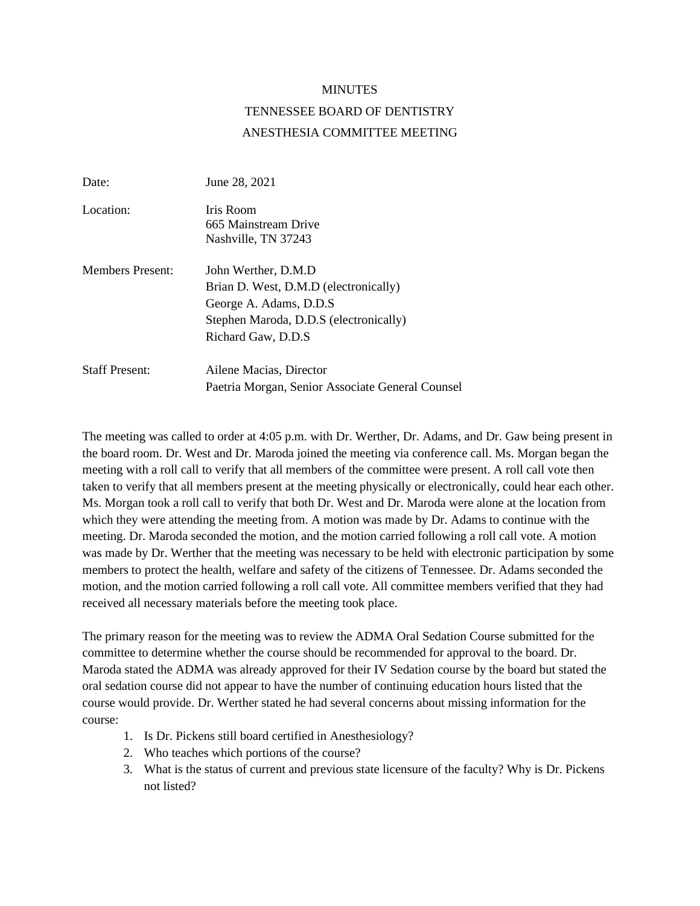# MINUTES

## TENNESSEE BOARD OF DENTISTRY

## ANESTHESIA COMMITTEE MEETING

| | |
|---|---|
| Date: | June 28, 2021 |
| Location: | Iris Room<br>665 Mainstream Drive<br>Nashville, TN 37243 |
| Members Present: | John Werther, D.M.D<br>Brian D. West, D.M.D (electronically)<br>George A. Adams, D.D.S<br>Stephen Maroda, D.D.S (electronically)<br>Richard Gaw, D.D.S |
| Staff Present: | Ailene Macias, Director<br>Paetria Morgan, Senior Associate General Counsel |

The meeting was called to order at 4:05 p.m. with Dr. Werther, Dr. Adams, and Dr. Gaw being present in the board room. Dr. West and Dr. Maroda joined the meeting via conference call. Ms. Morgan began the meeting with a roll call to verify that all members of the committee were present. A roll call vote then taken to verify that all members present at the meeting physically or electronically, could hear each other. Ms. Morgan took a roll call to verify that both Dr. West and Dr. Maroda were alone at the location from which they were attending the meeting from. A motion was made by Dr. Adams to continue with the meeting. Dr. Maroda seconded the motion, and the motion carried following a roll call vote. A motion was made by Dr. Werther that the meeting was necessary to be held with electronic participation by some members to protect the health, welfare and safety of the citizens of Tennessee. Dr. Adams seconded the motion, and the motion carried following a roll call vote. All committee members verified that they had received all necessary materials before the meeting took place.

The primary reason for the meeting was to review the ADMA Oral Sedation Course submitted for the committee to determine whether the course should be recommended for approval to the board. Dr. Maroda stated the ADMA was already approved for their IV Sedation course by the board but stated the oral sedation course did not appear to have the number of continuing education hours listed that the course would provide. Dr. Werther stated he had several concerns about missing information for the course:

1. Is Dr. Pickens still board certified in Anesthesiology?
2. Who teaches which portions of the course?
3. What is the status of current and previous state licensure of the faculty? Why is Dr. Pickens not listed?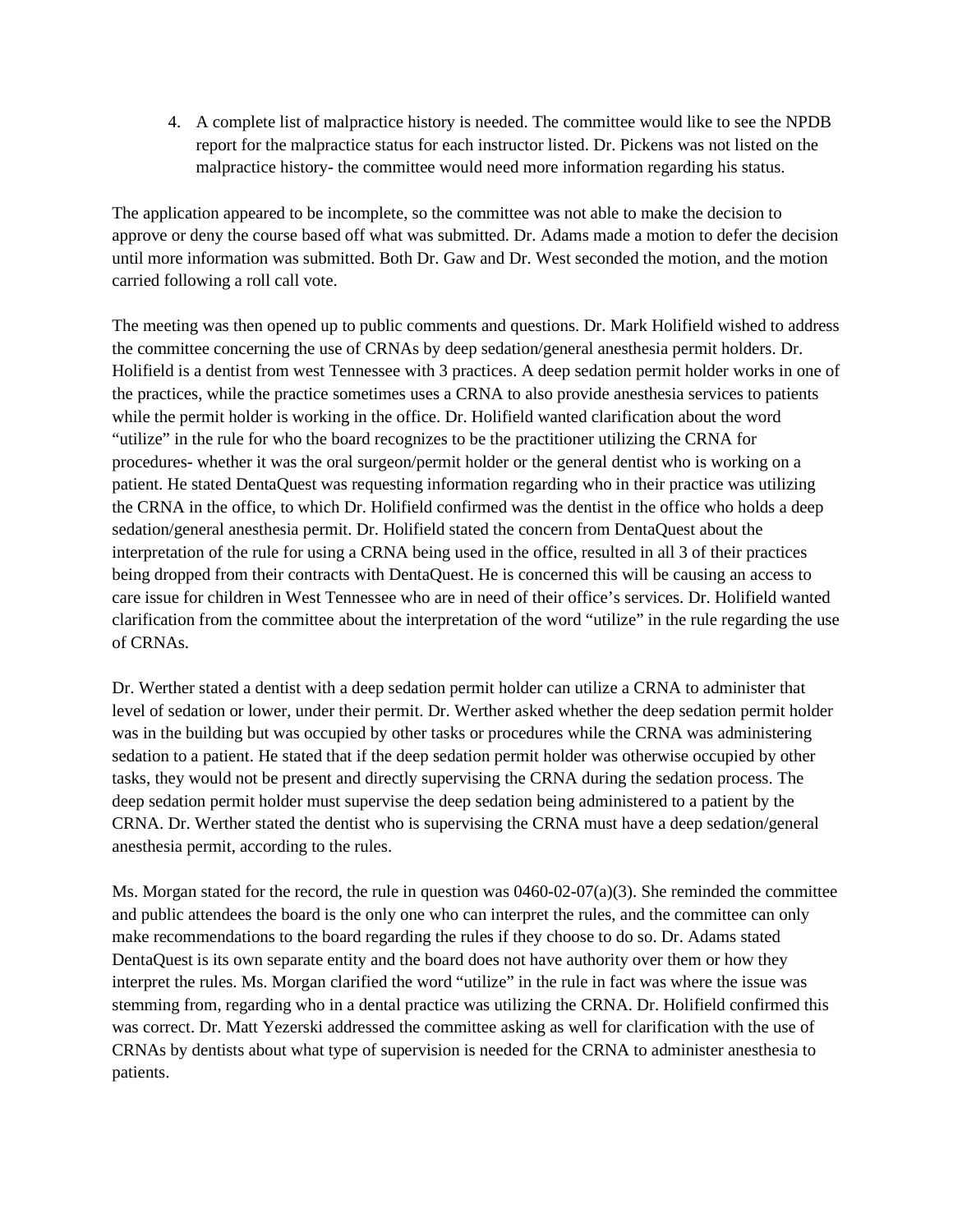4. A complete list of malpractice history is needed. The committee would like to see the NPDB report for the malpractice status for each instructor listed. Dr. Pickens was not listed on the malpractice history- the committee would need more information regarding his status.

The application appeared to be incomplete, so the committee was not able to make the decision to approve or deny the course based off what was submitted. Dr. Adams made a motion to defer the decision until more information was submitted. Both Dr. Gaw and Dr. West seconded the motion, and the motion carried following a roll call vote.

The meeting was then opened up to public comments and questions. Dr. Mark Holifield wished to address the committee concerning the use of CRNAs by deep sedation/general anesthesia permit holders. Dr. Holifield is a dentist from west Tennessee with 3 practices. A deep sedation permit holder works in one of the practices, while the practice sometimes uses a CRNA to also provide anesthesia services to patients while the permit holder is working in the office. Dr. Holifield wanted clarification about the word "utilize" in the rule for who the board recognizes to be the practitioner utilizing the CRNA for procedures- whether it was the oral surgeon/permit holder or the general dentist who is working on a patient. He stated DentaQuest was requesting information regarding who in their practice was utilizing the CRNA in the office, to which Dr. Holifield confirmed was the dentist in the office who holds a deep sedation/general anesthesia permit. Dr. Holifield stated the concern from DentaQuest about the interpretation of the rule for using a CRNA being used in the office, resulted in all 3 of their practices being dropped from their contracts with DentaQuest. He is concerned this will be causing an access to care issue for children in West Tennessee who are in need of their office's services. Dr. Holifield wanted clarification from the committee about the interpretation of the word "utilize" in the rule regarding the use of CRNAs.

Dr. Werther stated a dentist with a deep sedation permit holder can utilize a CRNA to administer that level of sedation or lower, under their permit. Dr. Werther asked whether the deep sedation permit holder was in the building but was occupied by other tasks or procedures while the CRNA was administering sedation to a patient. He stated that if the deep sedation permit holder was otherwise occupied by other tasks, they would not be present and directly supervising the CRNA during the sedation process. The deep sedation permit holder must supervise the deep sedation being administered to a patient by the CRNA. Dr. Werther stated the dentist who is supervising the CRNA must have a deep sedation/general anesthesia permit, according to the rules.

Ms. Morgan stated for the record, the rule in question was 0460-02-07(a)(3). She reminded the committee and public attendees the board is the only one who can interpret the rules, and the committee can only make recommendations to the board regarding the rules if they choose to do so. Dr. Adams stated DentaQuest is its own separate entity and the board does not have authority over them or how they interpret the rules. Ms. Morgan clarified the word "utilize" in the rule in fact was where the issue was stemming from, regarding who in a dental practice was utilizing the CRNA. Dr. Holifield confirmed this was correct. Dr. Matt Yezerski addressed the committee asking as well for clarification with the use of CRNAs by dentists about what type of supervision is needed for the CRNA to administer anesthesia to patients.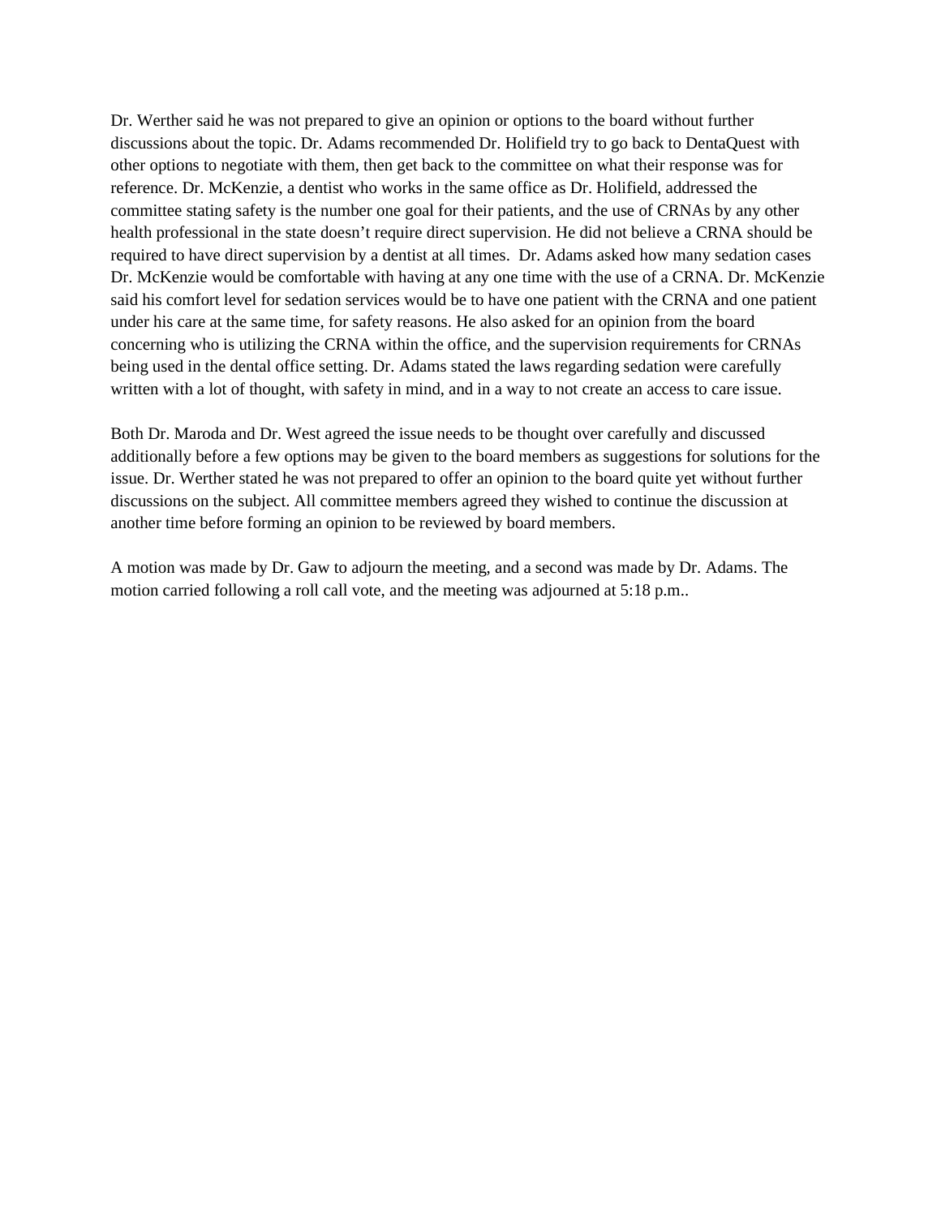Dr. Werther said he was not prepared to give an opinion or options to the board without further discussions about the topic. Dr. Adams recommended Dr. Holifield try to go back to DentaQuest with other options to negotiate with them, then get back to the committee on what their response was for reference. Dr. McKenzie, a dentist who works in the same office as Dr. Holifield, addressed the committee stating safety is the number one goal for their patients, and the use of CRNAs by any other health professional in the state doesn't require direct supervision. He did not believe a CRNA should be required to have direct supervision by a dentist at all times. Dr. Adams asked how many sedation cases Dr. McKenzie would be comfortable with having at any one time with the use of a CRNA. Dr. McKenzie said his comfort level for sedation services would be to have one patient with the CRNA and one patient under his care at the same time, for safety reasons. He also asked for an opinion from the board concerning who is utilizing the CRNA within the office, and the supervision requirements for CRNAs being used in the dental office setting. Dr. Adams stated the laws regarding sedation were carefully written with a lot of thought, with safety in mind, and in a way to not create an access to care issue.

Both Dr. Maroda and Dr. West agreed the issue needs to be thought over carefully and discussed additionally before a few options may be given to the board members as suggestions for solutions for the issue. Dr. Werther stated he was not prepared to offer an opinion to the board quite yet without further discussions on the subject. All committee members agreed they wished to continue the discussion at another time before forming an opinion to be reviewed by board members.

A motion was made by Dr. Gaw to adjourn the meeting, and a second was made by Dr. Adams. The motion carried following a roll call vote, and the meeting was adjourned at 5:18 p.m..